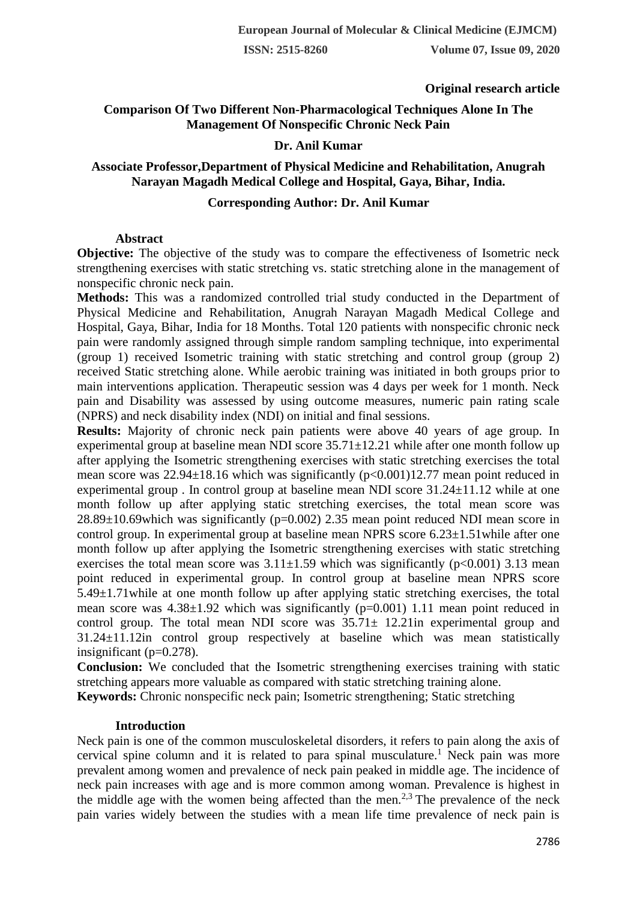Original research article

# Comparison Of Two Different Non-Pharmacological Techniques Alone In The Management Of Nonspecific Chronic Neck Pain

**Dr. Anil Kumar**

**Associate Professor,Department of Physical Medicine and Rehabilitation, Anugrah Narayan Magadh Medical College and Hospital, Gaya, Bihar, India.**

**Corresponding Author: Dr. Anil Kumar**

## Abstract

**Objective:** The objective of the study was to compare the effectiveness of Isometric neck strengthening exercises with static stretching vs. static stretching alone in the management of nonspecific chronic neck pain.

**Methods:** This was a randomized controlled trial study conducted in the Department of Physical Medicine and Rehabilitation, Anugrah Narayan Magadh Medical College and Hospital, Gaya, Bihar, India for 18 Months. Total 120 patients with nonspecific chronic neck pain were randomly assigned through simple random sampling technique, into experimental (group 1) received Isometric training with static stretching and control group (group 2) received Static stretching alone. While aerobic training was initiated in both groups prior to main interventions application. Therapeutic session was 4 days per week for 1 month. Neck pain and Disability was assessed by using outcome measures, numeric pain rating scale (NPRS) and neck disability index (NDI) on initial and final sessions.

**Results:** Majority of chronic neck pain patients were above 40 years of age group. In experimental group at baseline mean NDI score 35.71±12.21 while after one month follow up after applying the Isometric strengthening exercises with static stretching exercises the total mean score was 22.94±18.16 which was significantly ($p<0.001$)12.77 mean point reduced in experimental group . In control group at baseline mean NDI score 31.24±11.12 while at one month follow up after applying static stretching exercises, the total mean score was 28.89±10.69which was significantly ($p=0.002$) 2.35 mean point reduced NDI mean score in control group. In experimental group at baseline mean NPRS score 6.23±1.51while after one month follow up after applying the Isometric strengthening exercises with static stretching exercises the total mean score was 3.11±1.59 which was significantly ($p<0.001$) 3.13 mean point reduced in experimental group. In control group at baseline mean NPRS score 5.49±1.71while at one month follow up after applying static stretching exercises, the total mean score was 4.38±1.92 which was significantly ($p=0.001$) 1.11 mean point reduced in control group. The total mean NDI score was 35.71± 12.21in experimental group and 31.24±11.12in control group respectively at baseline which was mean statistically insignificant ($p=0.278$).

**Conclusion:** We concluded that the Isometric strengthening exercises training with static stretching appears more valuable as compared with static stretching training alone.

**Keywords:** Chronic nonspecific neck pain; Isometric strengthening; Static stretching

## Introduction

Neck pain is one of the common musculoskeletal disorders, it refers to pain along the axis of cervical spine column and it is related to para spinal musculature.[1] Neck pain was more prevalent among women and prevalence of neck pain peaked in middle age. The incidence of neck pain increases with age and is more common among woman. Prevalence is highest in the middle age with the women being affected than the men.[2,3] The prevalence of the neck pain varies widely between the studies with a mean life time prevalence of neck pain is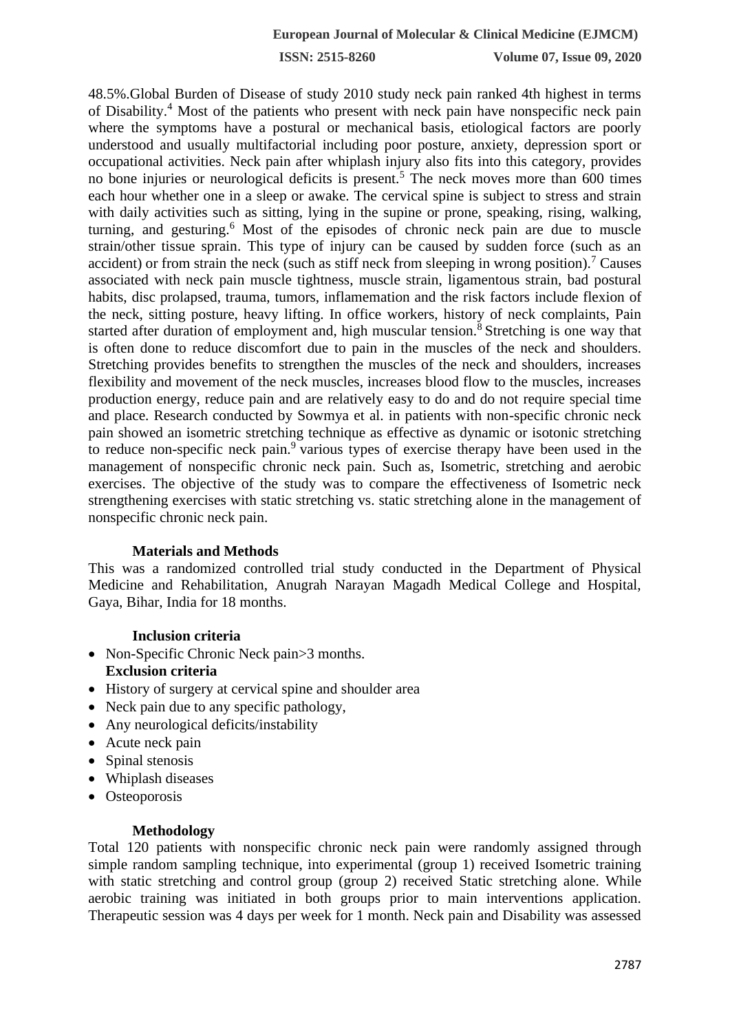48.5%.Global Burden of Disease of study 2010 study neck pain ranked 4th highest in terms of Disability.[4] Most of the patients who present with neck pain have nonspecific neck pain where the symptoms have a postural or mechanical basis, etiological factors are poorly understood and usually multifactorial including poor posture, anxiety, depression sport or occupational activities. Neck pain after whiplash injury also fits into this category, provides no bone injuries or neurological deficits is present.[5] The neck moves more than 600 times each hour whether one in a sleep or awake. The cervical spine is subject to stress and strain with daily activities such as sitting, lying in the supine or prone, speaking, rising, walking, turning, and gesturing.[6] Most of the episodes of chronic neck pain are due to muscle strain/other tissue sprain. This type of injury can be caused by sudden force (such as an accident) or from strain the neck (such as stiff neck from sleeping in wrong position).[7] Causes associated with neck pain muscle tightness, muscle strain, ligamentous strain, bad postural habits, disc prolapsed, trauma, tumors, inflamemation and the risk factors include flexion of the neck, sitting posture, heavy lifting. In office workers, history of neck complaints, Pain started after duration of employment and, high muscular tension.[8] Stretching is one way that is often done to reduce discomfort due to pain in the muscles of the neck and shoulders. Stretching provides benefits to strengthen the muscles of the neck and shoulders, increases flexibility and movement of the neck muscles, increases blood flow to the muscles, increases production energy, reduce pain and are relatively easy to do and do not require special time and place. Research conducted by Sowmya et al. in patients with non-specific chronic neck pain showed an isometric stretching technique as effective as dynamic or isotonic stretching to reduce non-specific neck pain.[9] various types of exercise therapy have been used in the management of nonspecific chronic neck pain. Such as, Isometric, stretching and aerobic exercises. The objective of the study was to compare the effectiveness of Isometric neck strengthening exercises with static stretching vs. static stretching alone in the management of nonspecific chronic neck pain.

## Materials and Methods

This was a randomized controlled trial study conducted in the Department of Physical Medicine and Rehabilitation, Anugrah Narayan Magadh Medical College and Hospital, Gaya, Bihar, India for 18 months.

### Inclusion criteria

- Non-Specific Chronic Neck pain>3 months.

### Exclusion criteria

- History of surgery at cervical spine and shoulder area
- Neck pain due to any specific pathology,
- Any neurological deficits/instability
- Acute neck pain
- Spinal stenosis
- Whiplash diseases
- Osteoporosis

### Methodology

Total 120 patients with nonspecific chronic neck pain were randomly assigned through simple random sampling technique, into experimental (group 1) received Isometric training with static stretching and control group (group 2) received Static stretching alone. While aerobic training was initiated in both groups prior to main interventions application. Therapeutic session was 4 days per week for 1 month. Neck pain and Disability was assessed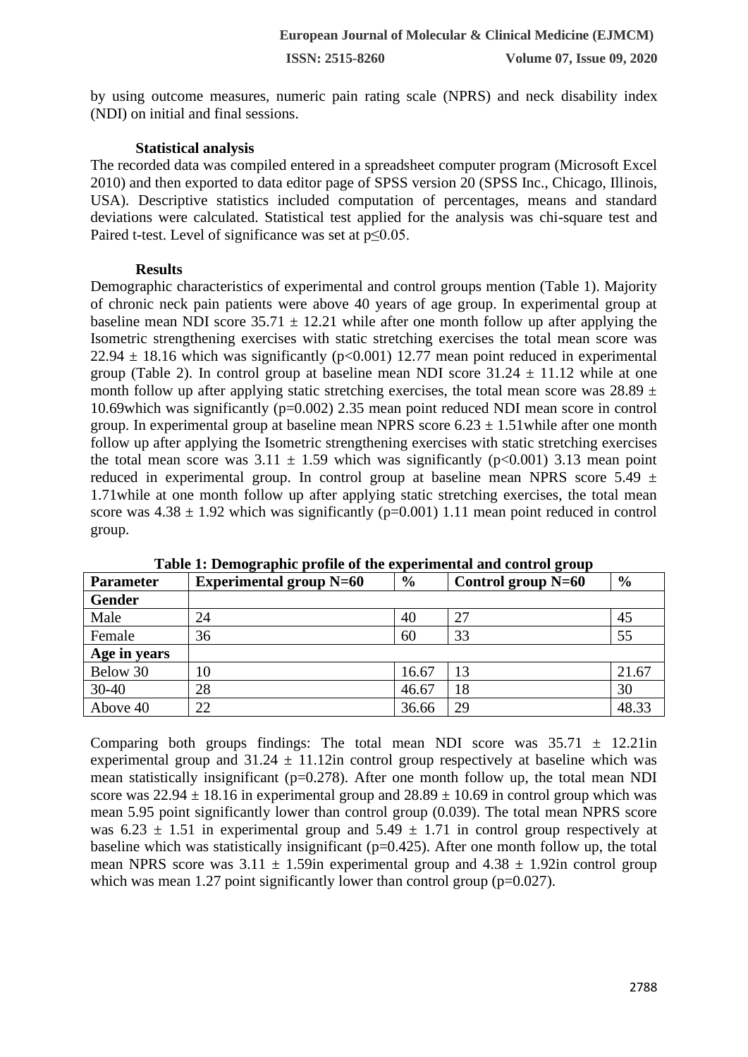by using outcome measures, numeric pain rating scale (NPRS) and neck disability index (NDI) on initial and final sessions.

### Statistical analysis

The recorded data was compiled entered in a spreadsheet computer program (Microsoft Excel 2010) and then exported to data editor page of SPSS version 20 (SPSS Inc., Chicago, Illinois, USA). Descriptive statistics included computation of percentages, means and standard deviations were calculated. Statistical test applied for the analysis was chi-square test and Paired t-test. Level of significance was set at $p \leq 0.05$.

### Results

Demographic characteristics of experimental and control groups mention (Table 1). Majority of chronic neck pain patients were above 40 years of age group. In experimental group at baseline mean NDI score $35.71 \pm 12.21$ while after one month follow up after applying the Isometric strengthening exercises with static stretching exercises the total mean score was $22.94 \pm 18.16$ which was significantly ($p<0.001$) 12.77 mean point reduced in experimental group (Table 2). In control group at baseline mean NDI score $31.24 \pm 11.12$ while at one month follow up after applying static stretching exercises, the total mean score was $28.89 \pm 10.69$which was significantly ($p=0.002$) 2.35 mean point reduced NDI mean score in control group. In experimental group at baseline mean NPRS score $6.23 \pm 1.51$while after one month follow up after applying the Isometric strengthening exercises with static stretching exercises the total mean score was $3.11 \pm 1.59$ which was significantly ($p<0.001$) 3.13 mean point reduced in experimental group. In control group at baseline mean NPRS score $5.49 \pm 1.71$while at one month follow up after applying static stretching exercises, the total mean score was $4.38 \pm 1.92$ which was significantly ($p=0.001$) 1.11 mean point reduced in control group.

**Table 1: Demographic profile of the experimental and control group**

| Parameter | Experimental group N=60 | % | Control group N=60 | % |
|---|---|---|---|---|
| **Gender** | | | | |
| Male | 24 | 40 | 27 | 45 |
| Female | 36 | 60 | 33 | 55 |
| **Age in years** | | | | |
| Below 30 | 10 | 16.67 | 13 | 21.67 |
| 30-40 | 28 | 46.67 | 18 | 30 |
| Above 40 | 22 | 36.66 | 29 | 48.33 |

Comparing both groups findings: The total mean NDI score was $35.71 \pm 12.21$in experimental group and $31.24 \pm 11.12$in control group respectively at baseline which was mean statistically insignificant ($p=0.278$). After one month follow up, the total mean NDI score was $22.94 \pm 18.16$ in experimental group and $28.89 \pm 10.69$ in control group which was mean 5.95 point significantly lower than control group (0.039). The total mean NPRS score was $6.23 \pm 1.51$ in experimental group and $5.49 \pm 1.71$ in control group respectively at baseline which was statistically insignificant ($p=0.425$). After one month follow up, the total mean NPRS score was $3.11 \pm 1.59$in experimental group and $4.38 \pm 1.92$in control group which was mean 1.27 point significantly lower than control group ($p=0.027$).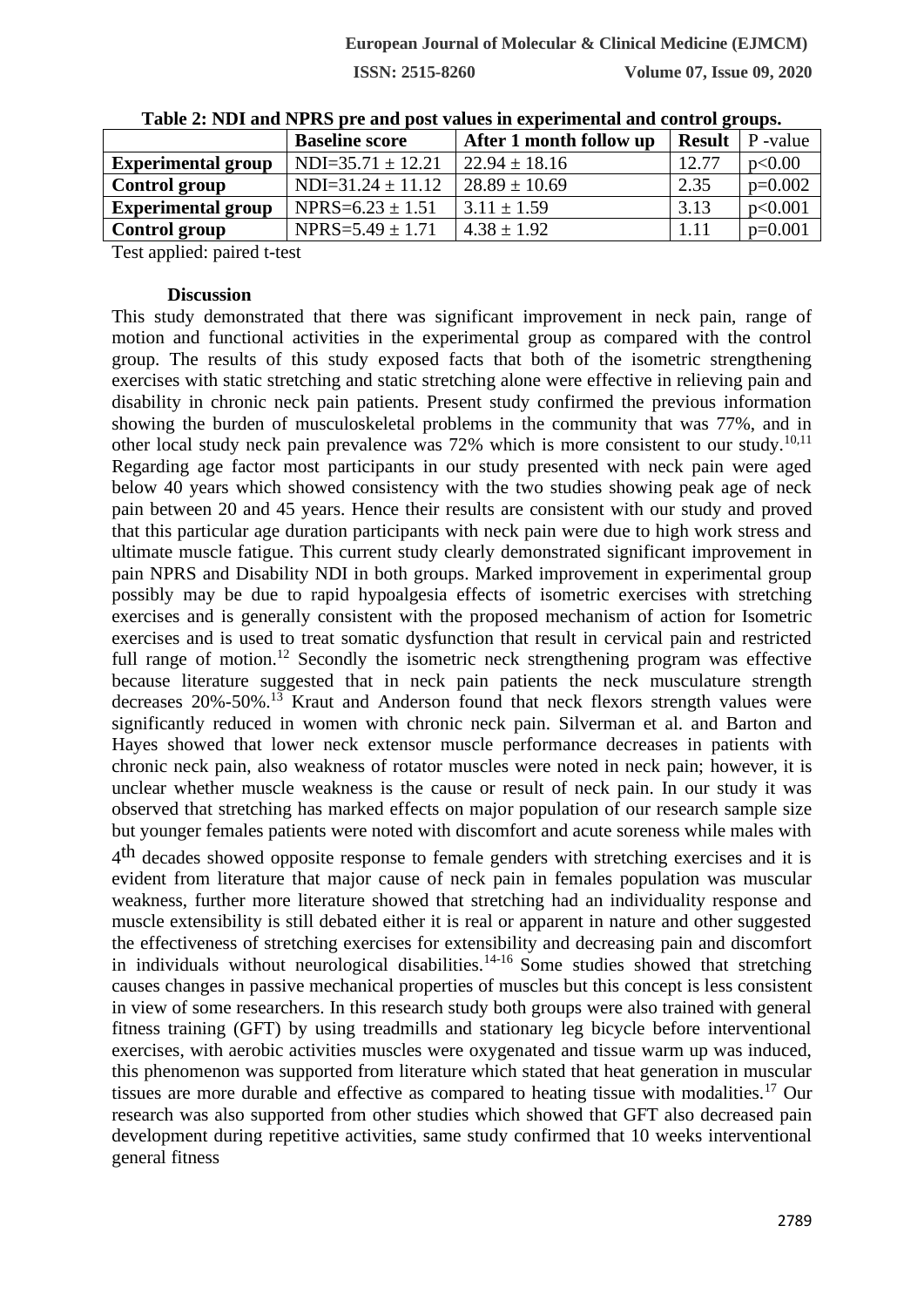**Table 2: NDI and NPRS pre and post values in experimental and control groups.**

| | Baseline score | After 1 month follow up | Result | P -value |
|---|---|---|---|---|
| **Experimental group** | NDI=35.71 ± 12.21 | 22.94 ± 18.16 | 12.77 | p<0.00 |
| **Control group** | NDI=31.24 ± 11.12 | 28.89 ± 10.69 | 2.35 | p=0.002 |
| **Experimental group** | NPRS=6.23 ± 1.51 | 3.11 ± 1.59 | 3.13 | p<0.001 |
| **Control group** | NPRS=5.49 ± 1.71 | 4.38 ± 1.92 | 1.11 | p=0.001 |

Test applied: paired t-test

## Discussion

This study demonstrated that there was significant improvement in neck pain, range of motion and functional activities in the experimental group as compared with the control group. The results of this study exposed facts that both of the isometric strengthening exercises with static stretching and static stretching alone were effective in relieving pain and disability in chronic neck pain patients. Present study confirmed the previous information showing the burden of musculoskeletal problems in the community that was 77%, and in other local study neck pain prevalence was 72% which is more consistent to our study.[10,11] Regarding age factor most participants in our study presented with neck pain were aged below 40 years which showed consistency with the two studies showing peak age of neck pain between 20 and 45 years. Hence their results are consistent with our study and proved that this particular age duration participants with neck pain were due to high work stress and ultimate muscle fatigue. This current study clearly demonstrated significant improvement in pain NPRS and Disability NDI in both groups. Marked improvement in experimental group possibly may be due to rapid hypoalgesia effects of isometric exercises with stretching exercises and is generally consistent with the proposed mechanism of action for Isometric exercises and is used to treat somatic dysfunction that result in cervical pain and restricted full range of motion.[12] Secondly the isometric neck strengthening program was effective because literature suggested that in neck pain patients the neck musculature strength decreases 20%-50%.[13] Kraut and Anderson found that neck flexors strength values were significantly reduced in women with chronic neck pain. Silverman et al. and Barton and Hayes showed that lower neck extensor muscle performance decreases in patients with chronic neck pain, also weakness of rotator muscles were noted in neck pain; however, it is unclear whether muscle weakness is the cause or result of neck pain. In our study it was observed that stretching has marked effects on major population of our research sample size but younger females patients were noted with discomfort and acute soreness while males with 4th decades showed opposite response to female genders with stretching exercises and it is evident from literature that major cause of neck pain in females population was muscular weakness, further more literature showed that stretching had an individuality response and muscle extensibility is still debated either it is real or apparent in nature and other suggested the effectiveness of stretching exercises for extensibility and decreasing pain and discomfort in individuals without neurological disabilities.[14-16] Some studies showed that stretching causes changes in passive mechanical properties of muscles but this concept is less consistent in view of some researchers. In this research study both groups were also trained with general fitness training (GFT) by using treadmills and stationary leg bicycle before interventional exercises, with aerobic activities muscles were oxygenated and tissue warm up was induced, this phenomenon was supported from literature which stated that heat generation in muscular tissues are more durable and effective as compared to heating tissue with modalities.[17] Our research was also supported from other studies which showed that GFT also decreased pain development during repetitive activities, same study confirmed that 10 weeks interventional general fitness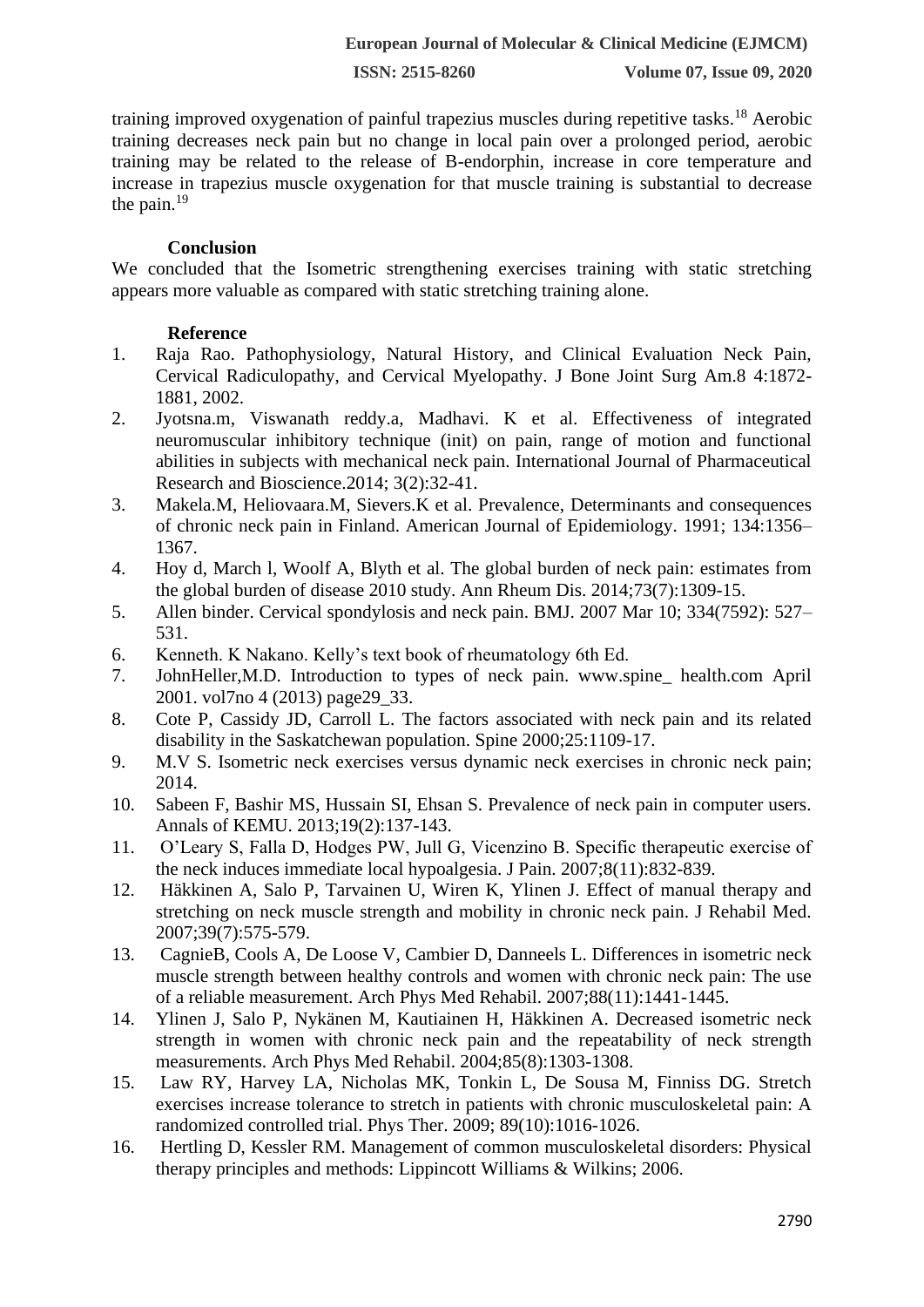training improved oxygenation of painful trapezius muscles during repetitive tasks.[18] Aerobic training decreases neck pain but no change in local pain over a prolonged period, aerobic training may be related to the release of B-endorphin, increase in core temperature and increase in trapezius muscle oxygenation for that muscle training is substantial to decrease the pain.[19]

## Conclusion

We concluded that the Isometric strengthening exercises training with static stretching appears more valuable as compared with static stretching training alone.

## Reference

1. Raja Rao. Pathophysiology, Natural History, and Clinical Evaluation Neck Pain, Cervical Radiculopathy, and Cervical Myelopathy. J Bone Joint Surg Am.8 4:1872-1881, 2002.
2. Jyotsna.m, Viswanath reddy.a, Madhavi. K et al. Effectiveness of integrated neuromuscular inhibitory technique (init) on pain, range of motion and functional abilities in subjects with mechanical neck pain. International Journal of Pharmaceutical Research and Bioscience.2014; 3(2):32-41.
3. Makela.M, Heliovaara.M, Sievers.K et al. Prevalence, Determinants and consequences of chronic neck pain in Finland. American Journal of Epidemiology. 1991; 134:1356–1367.
4. Hoy d, March l, Woolf A, Blyth et al. The global burden of neck pain: estimates from the global burden of disease 2010 study. Ann Rheum Dis. 2014;73(7):1309-15.
5. Allen binder. Cervical spondylosis and neck pain. BMJ. 2007 Mar 10; 334(7592): 527–531.
6. Kenneth. K Nakano. Kelly's text book of rheumatology 6th Ed.
7. JohnHeller,M.D. Introduction to types of neck pain. www.spine_ health.com April 2001. vol7no 4 (2013) page29_33.
8. Cote P, Cassidy JD, Carroll L. The factors associated with neck pain and its related disability in the Saskatchewan population. Spine 2000;25:1109-17.
9. M.V S. Isometric neck exercises versus dynamic neck exercises in chronic neck pain; 2014.
10. Sabeen F, Bashir MS, Hussain SI, Ehsan S. Prevalence of neck pain in computer users. Annals of KEMU. 2013;19(2):137-143.
11. O'Leary S, Falla D, Hodges PW, Jull G, Vicenzino B. Specific therapeutic exercise of the neck induces immediate local hypoalgesia. J Pain. 2007;8(11):832-839.
12. Häkkinen A, Salo P, Tarvainen U, Wiren K, Ylinen J. Effect of manual therapy and stretching on neck muscle strength and mobility in chronic neck pain. J Rehabil Med. 2007;39(7):575-579.
13. CagnieB, Cools A, De Loose V, Cambier D, Danneels L. Differences in isometric neck muscle strength between healthy controls and women with chronic neck pain: The use of a reliable measurement. Arch Phys Med Rehabil. 2007;88(11):1441-1445.
14. Ylinen J, Salo P, Nykänen M, Kautiainen H, Häkkinen A. Decreased isometric neck strength in women with chronic neck pain and the repeatability of neck strength measurements. Arch Phys Med Rehabil. 2004;85(8):1303-1308.
15. Law RY, Harvey LA, Nicholas MK, Tonkin L, De Sousa M, Finniss DG. Stretch exercises increase tolerance to stretch in patients with chronic musculoskeletal pain: A randomized controlled trial. Phys Ther. 2009; 89(10):1016-1026.
16. Hertling D, Kessler RM. Management of common musculoskeletal disorders: Physical therapy principles and methods: Lippincott Williams & Wilkins; 2006.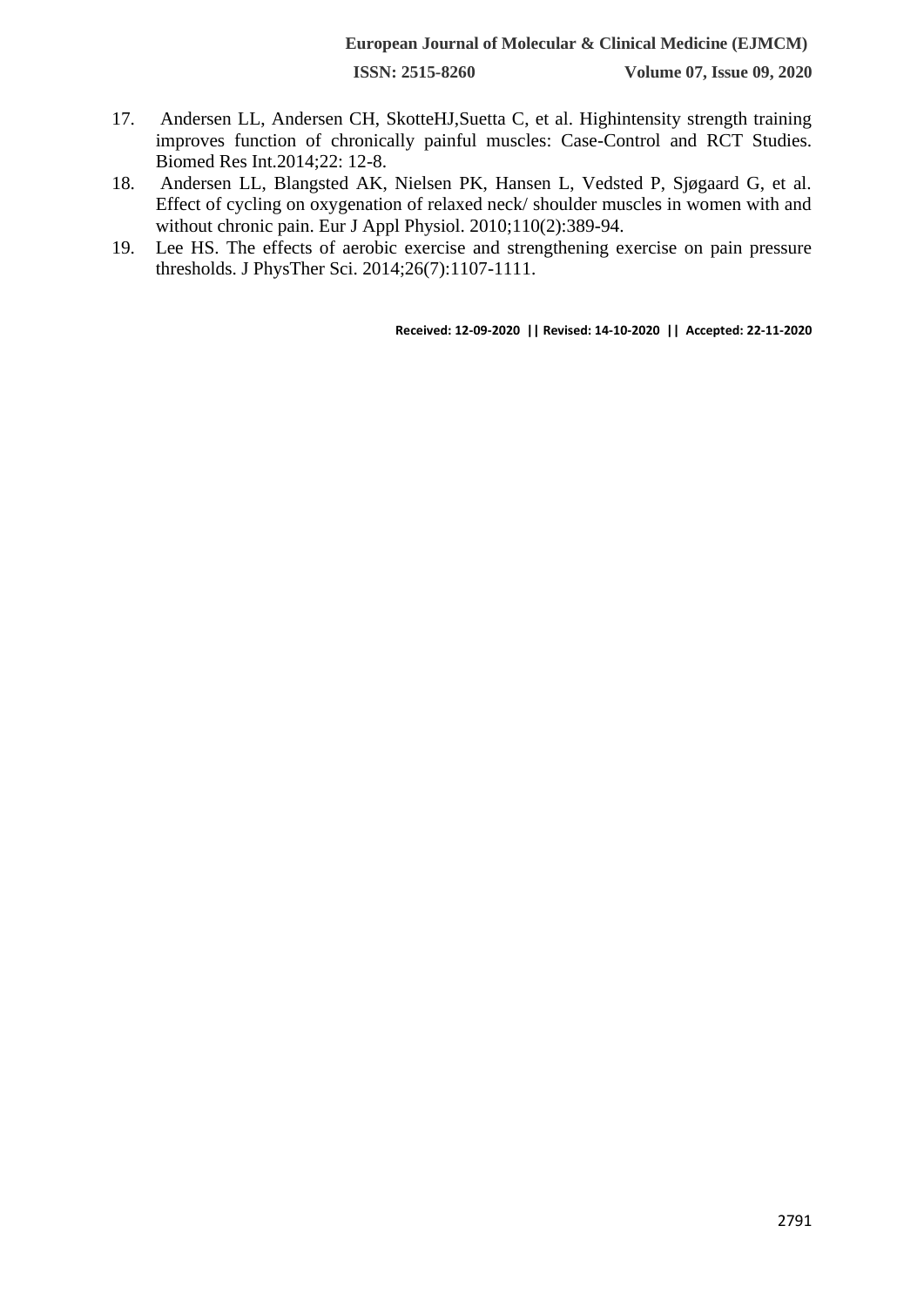17. Andersen LL, Andersen CH, SkotteHJ,Suetta C, et al. Highintensity strength training improves function of chronically painful muscles: Case-Control and RCT Studies. Biomed Res Int.2014;22: 12-8.
18. Andersen LL, Blangsted AK, Nielsen PK, Hansen L, Vedsted P, Sjøgaard G, et al. Effect of cycling on oxygenation of relaxed neck/ shoulder muscles in women with and without chronic pain. Eur J Appl Physiol. 2010;110(2):389-94.
19. Lee HS. The effects of aerobic exercise and strengthening exercise on pain pressure thresholds. J PhysTher Sci. 2014;26(7):1107-1111.

**Received: 12-09-2020 || Revised: 14-10-2020 || Accepted: 22-11-2020**